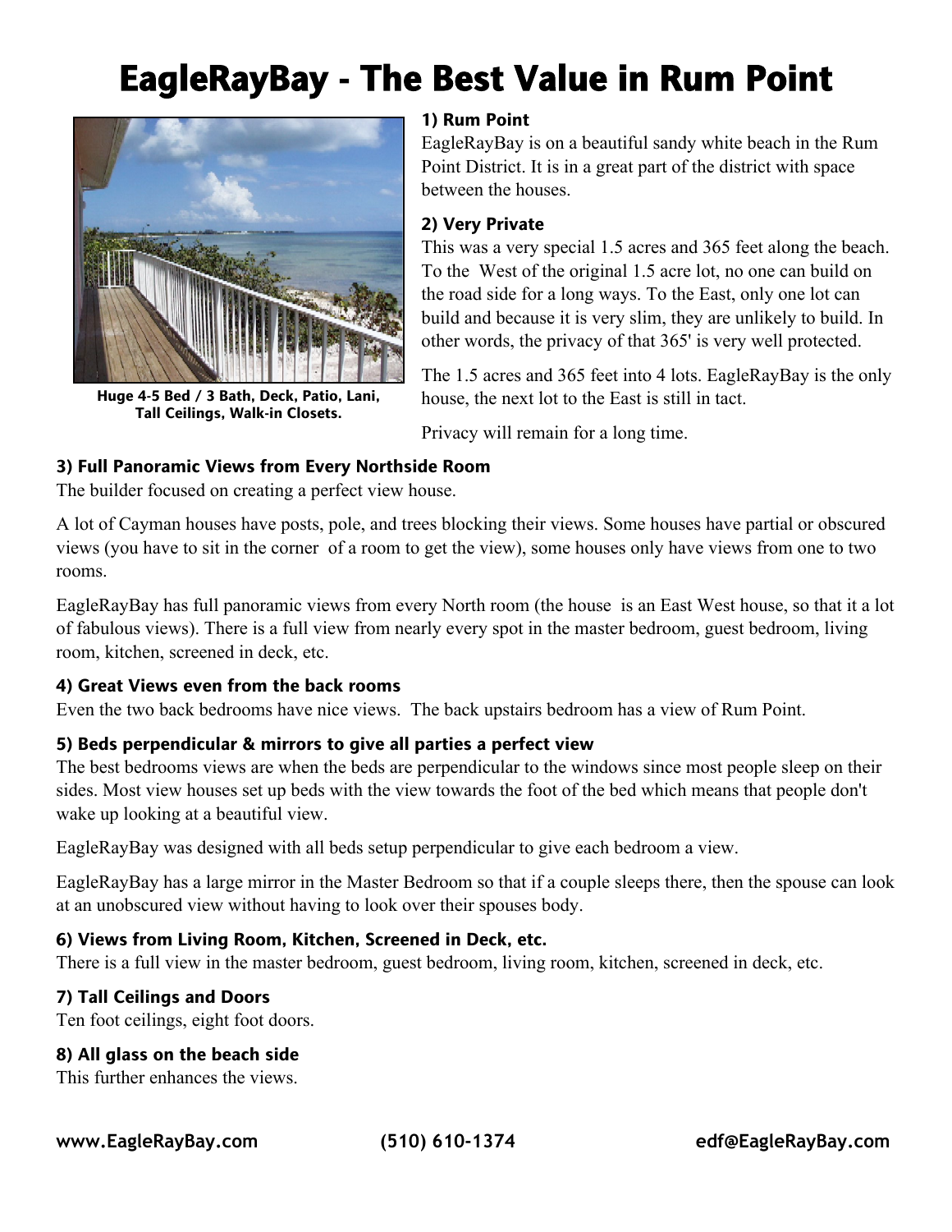# EagleRayBay - The Best Value in Rum Point

Huge 4-5 Bed / 3 Bath, Deck, Patio, Lani, Tall Ceilings, Walk-in Closets.

### 1) Rum Point

EagleRayBay is on a beautiful sandy white beach in the Rum Point District. It is in a great part of the district with space between the houses.

### 2) Very Private

This was a very special 1.5 acres and 365 feet along the beach. To the West of the original 1.5 acre lot, no one can build on the road side for a long ways. To the East, only one lot can build and because it is very slim, they are unlikely to build. In other words, the privacy of that 365' is very well protected.

The 1.5 acres and 365 feet into 4 lots. EagleRayBay is the only house, the next lot to the East is still in tact.

Privacy will remain for a long time.

### 3) Full Panoramic Views from Every Northside Room

The builder focused on creating a perfect view house.

A lot of Cayman houses have posts, pole, and trees blocking their views. Some houses have partial or obscured views (you have to sit in the corner of a room to get the view), some houses only have views from one to two rooms.

EagleRayBay has full panoramic views from every North room (the house is an East West house, so that it a lot of fabulous views). There is a full view from nearly every spot in the master bedroom, guest bedroom, living room, kitchen, screened in deck, etc.

### 4) Great Views even from the back rooms

Even the two back bedrooms have nice views. The back upstairs bedroom has a view of Rum Point.

### 5) Beds perpendicular & mirrors to give all parties a perfect view

The best bedrooms views are when the beds are perpendicular to the windows since most people sleep on their sides. Most view houses set up beds with the view towards the foot of the bed which means that people don't wake up looking at a beautiful view.

EagleRayBay was designed with all beds setup perpendicular to give each bedroom a view.

EagleRayBay has a large mirror in the Master Bedroom so that if a couple sleeps there, then the spouse can look at an unobscured view without having to look over their spouses body.

### 6) Views from Living Room, Kitchen, Screened in Deck, etc.

There is a full view in the master bedroom, guest bedroom, living room, kitchen, screened in deck, etc.

### 7) Tall Ceilings and Doors

Ten foot ceilings, eight foot doors.

### 8) All glass on the beach side

This further enhances the views.

**www.EagleRayBay.com** **(510) 610-1374** **edf@EagleRayBay.com**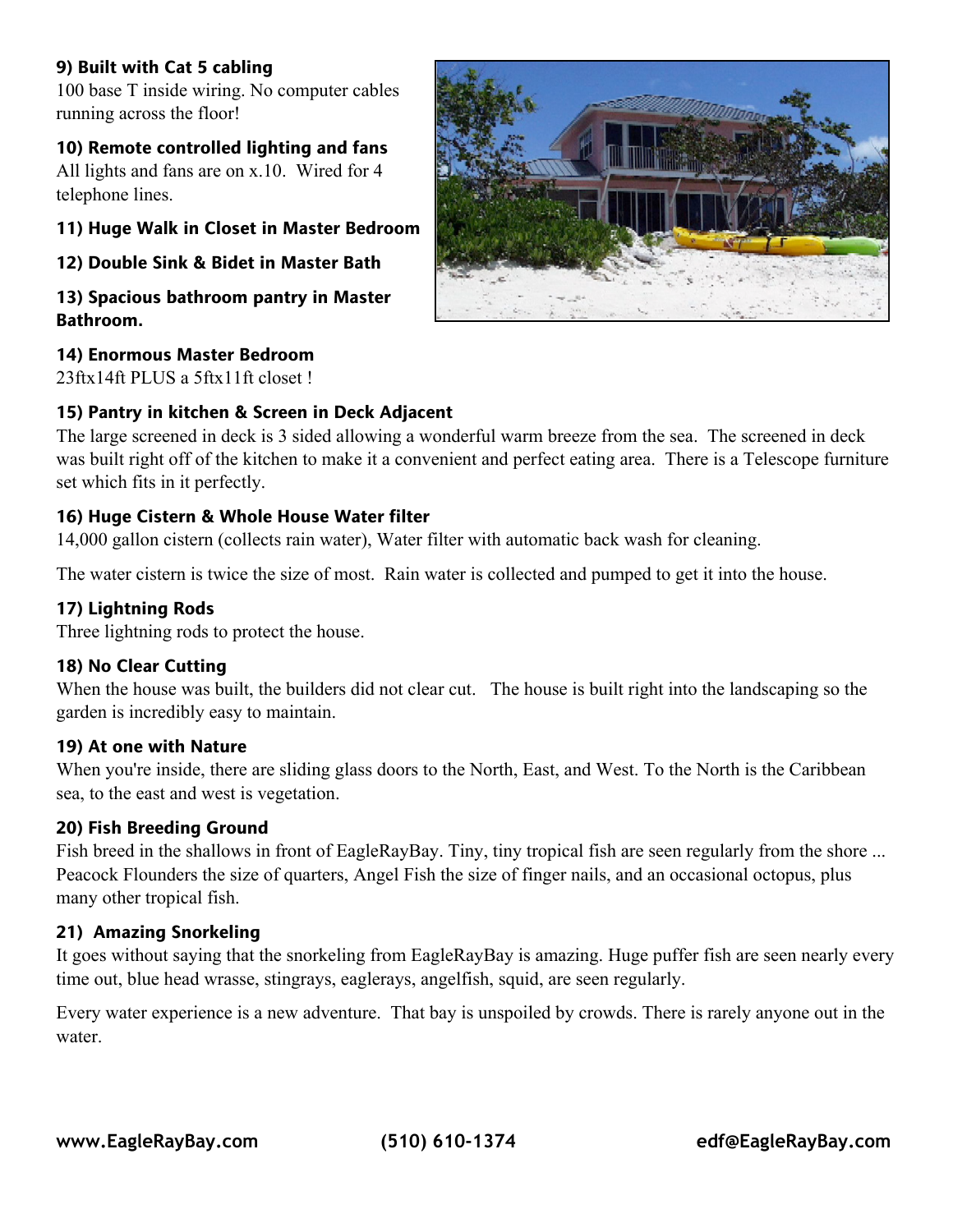**9) Built with Cat 5 cabling**

100 base T inside wiring. No computer cables running across the floor!

**10) Remote controlled lighting and fans**

All lights and fans are on x.10. Wired for 4 telephone lines.

**11) Huge Walk in Closet in Master Bedroom**

**12) Double Sink & Bidet in Master Bath**

**13) Spacious bathroom pantry in Master Bathroom.**

**14) Enormous Master Bedroom**

23ftx14ft PLUS a 5ftx11ft closet !

**15) Pantry in kitchen & Screen in Deck Adjacent**

The large screened in deck is 3 sided allowing a wonderful warm breeze from the sea. The screened in deck was built right off of the kitchen to make it a convenient and perfect eating area. There is a Telescope furniture set which fits in it perfectly.

**16) Huge Cistern & Whole House Water filter**

14,000 gallon cistern (collects rain water), Water filter with automatic back wash for cleaning.

The water cistern is twice the size of most. Rain water is collected and pumped to get it into the house.

**17) Lightning Rods**

Three lightning rods to protect the house.

**18) No Clear Cutting**

When the house was built, the builders did not clear cut. The house is built right into the landscaping so the garden is incredibly easy to maintain.

**19) At one with Nature**

When you're inside, there are sliding glass doors to the North, East, and West. To the North is the Caribbean sea, to the east and west is vegetation.

**20) Fish Breeding Ground**

Fish breed in the shallows in front of EagleRayBay. Tiny, tiny tropical fish are seen regularly from the shore ... Peacock Flounders the size of quarters, Angel Fish the size of finger nails, and an occasional octopus, plus many other tropical fish.

**21) Amazing Snorkeling**

It goes without saying that the snorkeling from EagleRayBay is amazing. Huge puffer fish are seen nearly every time out, blue head wrasse, stingrays, eaglerays, angelfish, squid, are seen regularly.

Every water experience is a new adventure. That bay is unspoiled by crowds. There is rarely anyone out in the water.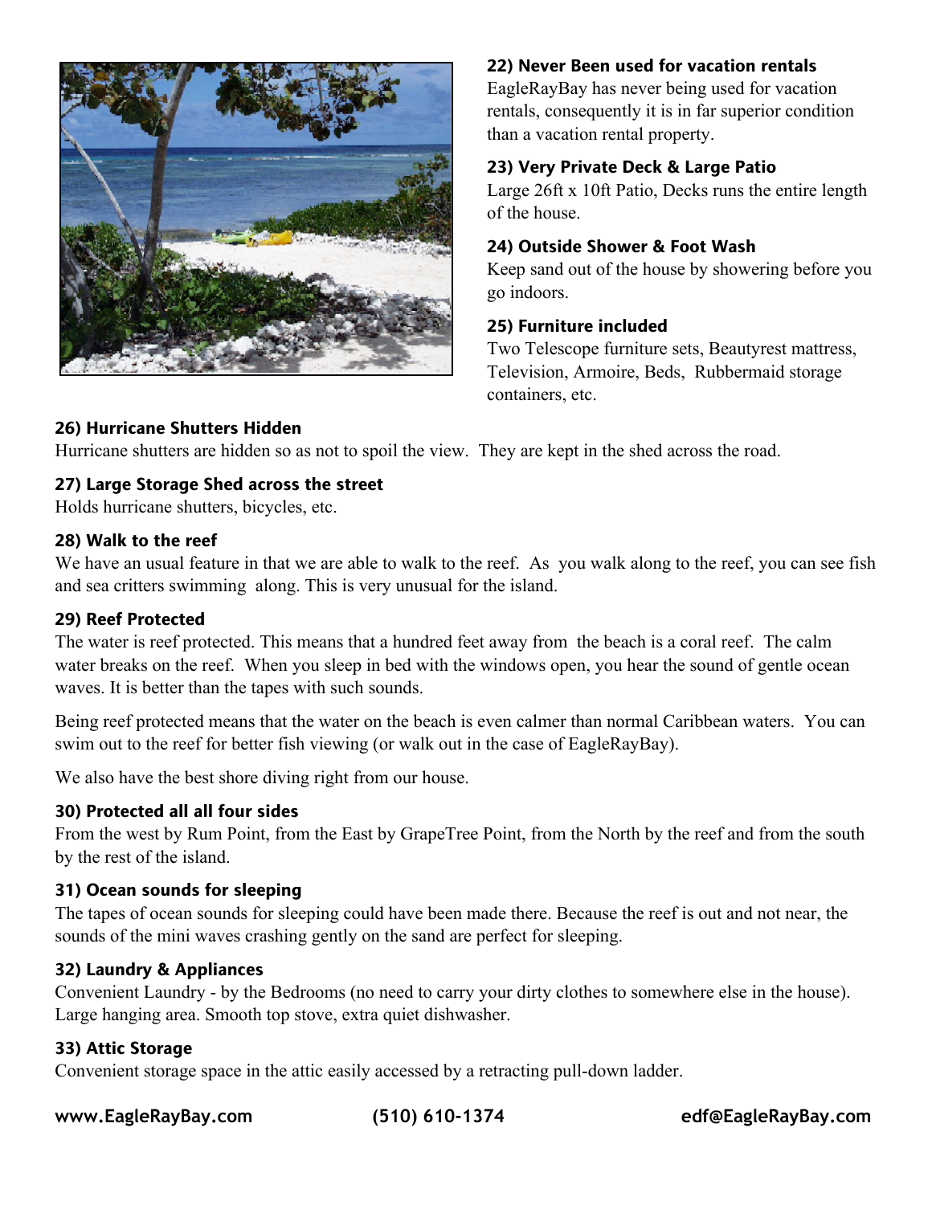### 22) Never Been used for vacation rentals

EagleRayBay has never being used for vacation rentals, consequently it is in far superior condition than a vacation rental property.

### 23) Very Private Deck & Large Patio

Large 26ft x 10ft Patio, Decks runs the entire length of the house.

### 24) Outside Shower & Foot Wash

Keep sand out of the house by showering before you go indoors.

### 25) Furniture included

Two Telescope furniture sets, Beautyrest mattress, Television, Armoire, Beds, Rubbermaid storage containers, etc.

### 26) Hurricane Shutters Hidden

Hurricane shutters are hidden so as not to spoil the view. They are kept in the shed across the road.

### 27) Large Storage Shed across the street

Holds hurricane shutters, bicycles, etc.

### 28) Walk to the reef

We have an usual feature in that we are able to walk to the reef. As you walk along to the reef, you can see fish and sea critters swimming along. This is very unusual for the island.

### 29) Reef Protected

The water is reef protected. This means that a hundred feet away from the beach is a coral reef. The calm water breaks on the reef. When you sleep in bed with the windows open, you hear the sound of gentle ocean waves. It is better than the tapes with such sounds.

Being reef protected means that the water on the beach is even calmer than normal Caribbean waters. You can swim out to the reef for better fish viewing (or walk out in the case of EagleRayBay).

We also have the best shore diving right from our house.

### 30) Protected all all four sides

From the west by Rum Point, from the East by GrapeTree Point, from the North by the reef and from the south by the rest of the island.

### 31) Ocean sounds for sleeping

The tapes of ocean sounds for sleeping could have been made there. Because the reef is out and not near, the sounds of the mini waves crashing gently on the sand are perfect for sleeping.

### 32) Laundry & Appliances

Convenient Laundry - by the Bedrooms (no need to carry your dirty clothes to somewhere else in the house). Large hanging area. Smooth top stove, extra quiet dishwasher.

### 33) Attic Storage

Convenient storage space in the attic easily accessed by a retracting pull-down ladder.

**www.EagleRayBay.com** **(510) 610-1374** **edf@EagleRayBay.com**